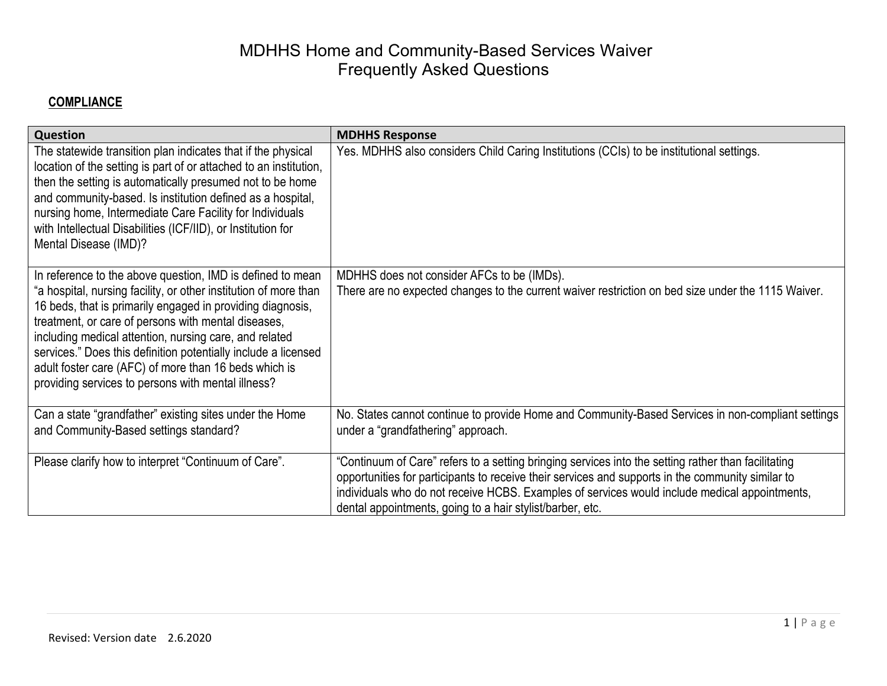# MDHHS Home and Community-Based Services Waiver
# Frequently Asked Questions

## COMPLIANCE

| Question | MDHHS Response |
|---|---|
| The statewide transition plan indicates that if the physical location of the setting is part of or attached to an institution, then the setting is automatically presumed not to be home and community-based. Is institution defined as a hospital, nursing home, Intermediate Care Facility for Individuals with Intellectual Disabilities (ICF/IID), or Institution for Mental Disease (IMD)? | Yes. MDHHS also considers Child Caring Institutions (CCIs) to be institutional settings. |
| In reference to the above question, IMD is defined to mean "a hospital, nursing facility, or other institution of more than 16 beds, that is primarily engaged in providing diagnosis, treatment, or care of persons with mental diseases, including medical attention, nursing care, and related services." Does this definition potentially include a licensed adult foster care (AFC) of more than 16 beds which is providing services to persons with mental illness? | MDHHS does not consider AFCs to be (IMDs).<br>There are no expected changes to the current waiver restriction on bed size under the 1115 Waiver. |
| Can a state "grandfather" existing sites under the Home and Community-Based settings standard? | No. States cannot continue to provide Home and Community-Based Services in non-compliant settings under a "grandfathering" approach. |
| Please clarify how to interpret "Continuum of Care". | "Continuum of Care" refers to a setting bringing services into the setting rather than facilitating opportunities for participants to receive their services and supports in the community similar to individuals who do not receive HCBS. Examples of services would include medical appointments, dental appointments, going to a hair stylist/barber, etc. |

Revised: Version date 2.6.2020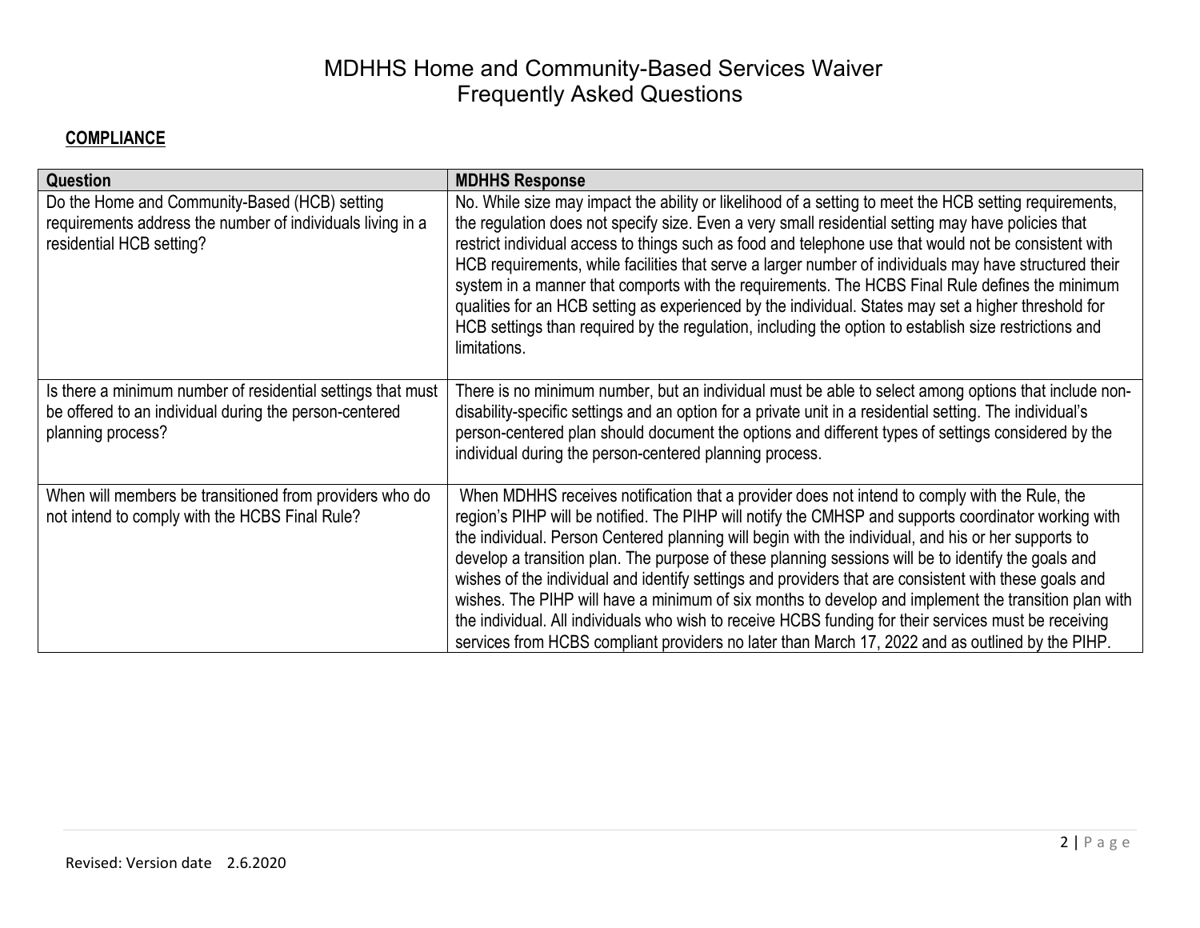# MDHHS Home and Community-Based Services Waiver Frequently Asked Questions

## COMPLIANCE

| Question | MDHHS Response |
| --- | --- |
| Do the Home and Community-Based (HCB) setting requirements address the number of individuals living in a residential HCB setting? | No. While size may impact the ability or likelihood of a setting to meet the HCB setting requirements, the regulation does not specify size. Even a very small residential setting may have policies that restrict individual access to things such as food and telephone use that would not be consistent with HCB requirements, while facilities that serve a larger number of individuals may have structured their system in a manner that comports with the requirements. The HCBS Final Rule defines the minimum qualities for an HCB setting as experienced by the individual. States may set a higher threshold for HCB settings than required by the regulation, including the option to establish size restrictions and limitations. |
| Is there a minimum number of residential settings that must be offered to an individual during the person-centered planning process? | There is no minimum number, but an individual must be able to select among options that include non-disability-specific settings and an option for a private unit in a residential setting. The individual's person-centered plan should document the options and different types of settings considered by the individual during the person-centered planning process. |
| When will members be transitioned from providers who do not intend to comply with the HCBS Final Rule? | When MDHHS receives notification that a provider does not intend to comply with the Rule, the region's PIHP will be notified. The PIHP will notify the CMHSP and supports coordinator working with the individual. Person Centered planning will begin with the individual, and his or her supports to develop a transition plan. The purpose of these planning sessions will be to identify the goals and wishes of the individual and identify settings and providers that are consistent with these goals and wishes. The PIHP will have a minimum of six months to develop and implement the transition plan with the individual. All individuals who wish to receive HCBS funding for their services must be receiving services from HCBS compliant providers no later than March 17, 2022 and as outlined by the PIHP. |

Revised: Version date 2.6.2020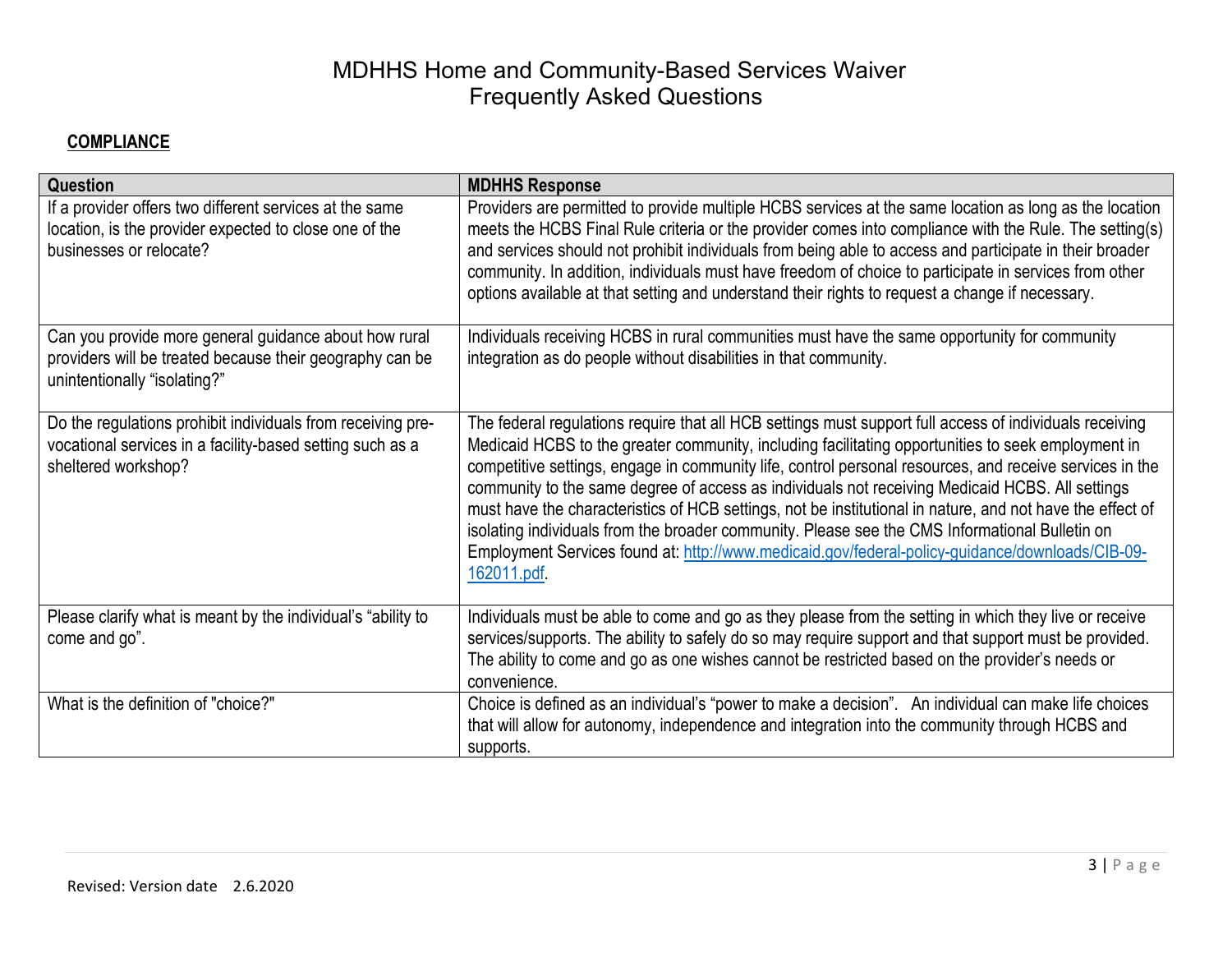# MDHHS Home and Community-Based Services Waiver Frequently Asked Questions

**COMPLIANCE**

| Question | MDHHS Response |
|---|---|
| If a provider offers two different services at the same location, is the provider expected to close one of the businesses or relocate? | Providers are permitted to provide multiple HCBS services at the same location as long as the location meets the HCBS Final Rule criteria or the provider comes into compliance with the Rule. The setting(s) and services should not prohibit individuals from being able to access and participate in their broader community. In addition, individuals must have freedom of choice to participate in services from other options available at that setting and understand their rights to request a change if necessary. |
| Can you provide more general guidance about how rural providers will be treated because their geography can be unintentionally "isolating?" | Individuals receiving HCBS in rural communities must have the same opportunity for community integration as do people without disabilities in that community. |
| Do the regulations prohibit individuals from receiving pre-vocational services in a facility-based setting such as a sheltered workshop? | The federal regulations require that all HCB settings must support full access of individuals receiving Medicaid HCBS to the greater community, including facilitating opportunities to seek employment in competitive settings, engage in community life, control personal resources, and receive services in the community to the same degree of access as individuals not receiving Medicaid HCBS. All settings must have the characteristics of HCB settings, not be institutional in nature, and not have the effect of isolating individuals from the broader community. Please see the CMS Informational Bulletin on Employment Services found at: [http://www.medicaid.gov/federal-policy-guidance/downloads/CIB-09-162011.pdf](http://www.medicaid.gov/federal-policy-guidance/downloads/CIB-09-162011.pdf). |
| Please clarify what is meant by the individual's "ability to come and go". | Individuals must be able to come and go as they please from the setting in which they live or receive services/supports. The ability to safely do so may require support and that support must be provided. The ability to come and go as one wishes cannot be restricted based on the provider's needs or convenience. |
| What is the definition of "choice?" | Choice is defined as an individual's "power to make a decision". An individual can make life choices that will allow for autonomy, independence and integration into the community through HCBS and supports. |

Revised: Version date 2.6.2020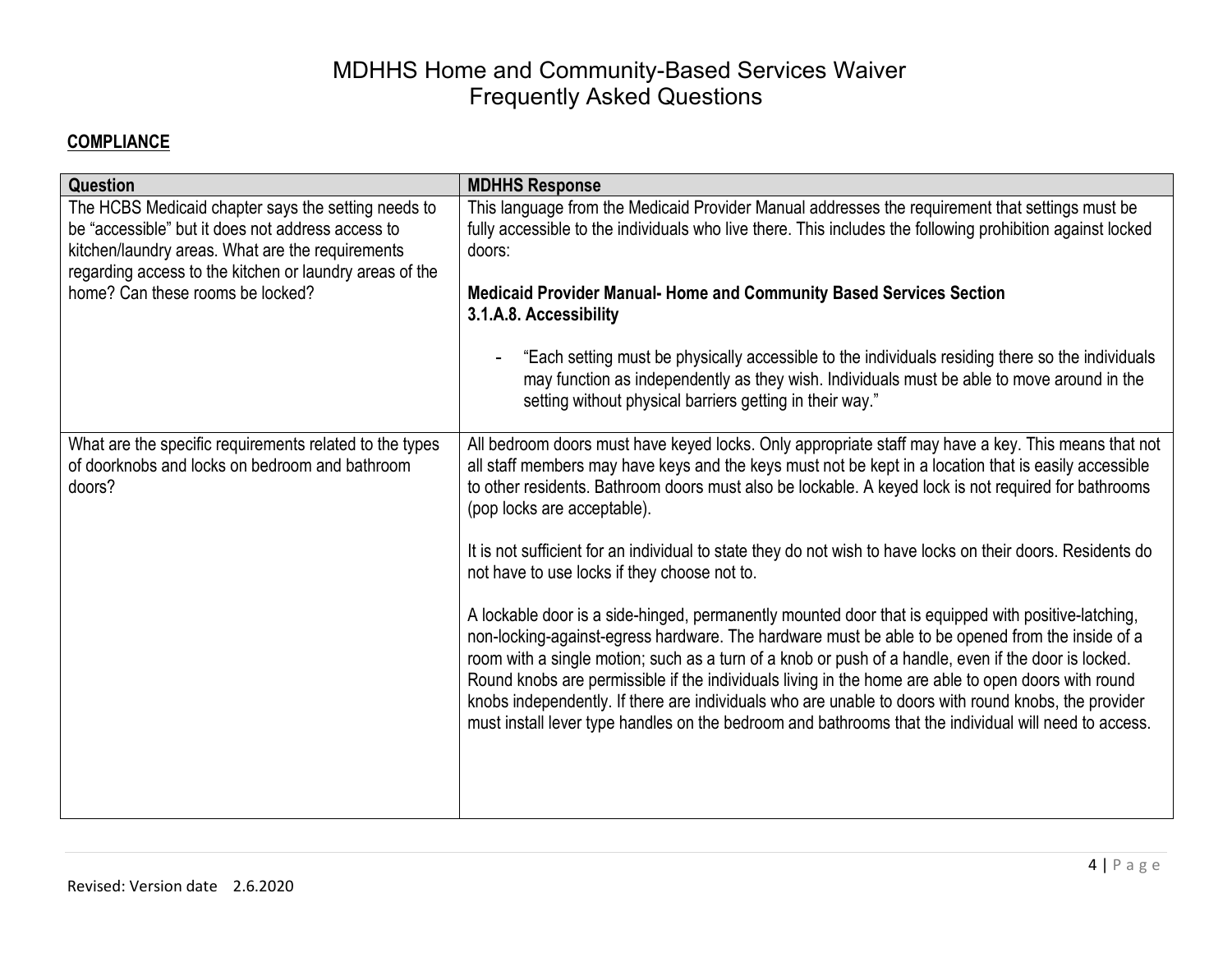# MDHHS Home and Community-Based Services Waiver Frequently Asked Questions

## COMPLIANCE

| Question | MDHHS Response |
| --- | --- |
| The HCBS Medicaid chapter says the setting needs to be "accessible" but it does not address access to kitchen/laundry areas. What are the requirements regarding access to the kitchen or laundry areas of the home? Can these rooms be locked? | This language from the Medicaid Provider Manual addresses the requirement that settings must be fully accessible to the individuals who live there. This includes the following prohibition against locked doors:<br><br>**Medicaid Provider Manual- Home and Community Based Services Section 3.1.A.8. Accessibility**<br><br>- "Each setting must be physically accessible to the individuals residing there so the individuals may function as independently as they wish. Individuals must be able to move around in the setting without physical barriers getting in their way." |
| What are the specific requirements related to the types of doorknobs and locks on bedroom and bathroom doors? | All bedroom doors must have keyed locks. Only appropriate staff may have a key. This means that not all staff members may have keys and the keys must not be kept in a location that is easily accessible to other residents. Bathroom doors must also be lockable. A keyed lock is not required for bathrooms (pop locks are acceptable).<br><br>It is not sufficient for an individual to state they do not wish to have locks on their doors. Residents do not have to use locks if they choose not to.<br><br>A lockable door is a side-hinged, permanently mounted door that is equipped with positive-latching, non-locking-against-egress hardware. The hardware must be able to be opened from the inside of a room with a single motion; such as a turn of a knob or push of a handle, even if the door is locked. Round knobs are permissible if the individuals living in the home are able to open doors with round knobs independently. If there are individuals who are unable to doors with round knobs, the provider must install lever type handles on the bedroom and bathrooms that the individual will need to access. |

Revised: Version date 2.6.2020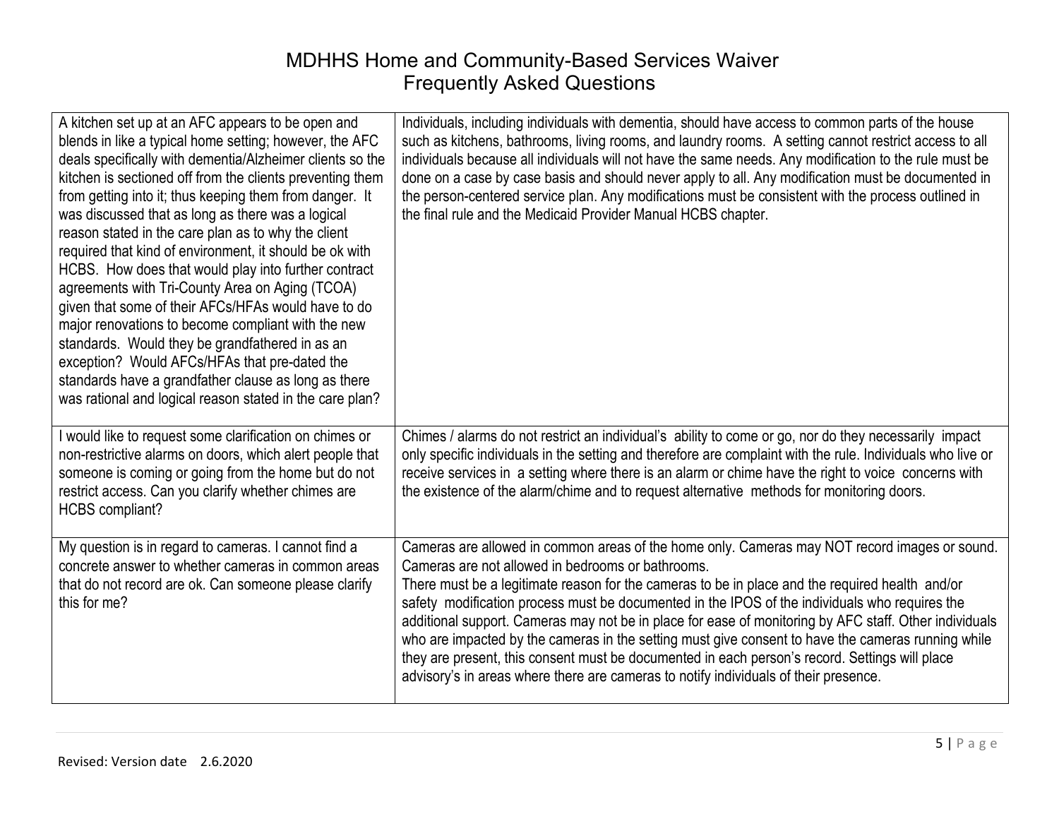| | |
|---|---|
| A kitchen set up at an AFC appears to be open and blends in like a typical home setting; however, the AFC deals specifically with dementia/Alzheimer clients so the kitchen is sectioned off from the clients preventing them from getting into it; thus keeping them from danger. It was discussed that as long as there was a logical reason stated in the care plan as to why the client required that kind of environment, it should be ok with HCBS. How does that would play into further contract agreements with Tri-County Area on Aging (TCOA) given that some of their AFCs/HFAs would have to do major renovations to become compliant with the new standards. Would they be grandfathered in as an exception? Would AFCs/HFAs that pre-dated the standards have a grandfather clause as long as there was rational and logical reason stated in the care plan? | Individuals, including individuals with dementia, should have access to common parts of the house such as kitchens, bathrooms, living rooms, and laundry rooms. A setting cannot restrict access to all individuals because all individuals will not have the same needs. Any modification to the rule must be done on a case by case basis and should never apply to all. Any modification must be documented in the person-centered service plan. Any modifications must be consistent with the process outlined in the final rule and the Medicaid Provider Manual HCBS chapter. |
| I would like to request some clarification on chimes or non-restrictive alarms on doors, which alert people that someone is coming or going from the home but do not restrict access. Can you clarify whether chimes are HCBS compliant? | Chimes / alarms do not restrict an individual's ability to come or go, nor do they necessarily impact only specific individuals in the setting and therefore are complaint with the rule. Individuals who live or receive services in a setting where there is an alarm or chime have the right to voice concerns with the existence of the alarm/chime and to request alternative methods for monitoring doors. |
| My question is in regard to cameras. I cannot find a concrete answer to whether cameras in common areas that do not record are ok. Can someone please clarify this for me? | Cameras are allowed in common areas of the home only. Cameras may NOT record images or sound. Cameras are not allowed in bedrooms or bathrooms.<br>There must be a legitimate reason for the cameras to be in place and the required health and/or safety modification process must be documented in the IPOS of the individuals who requires the additional support. Cameras may not be in place for ease of monitoring by AFC staff. Other individuals who are impacted by the cameras in the setting must give consent to have the cameras running while they are present, this consent must be documented in each person's record. Settings will place advisory's in areas where there are cameras to notify individuals of their presence. |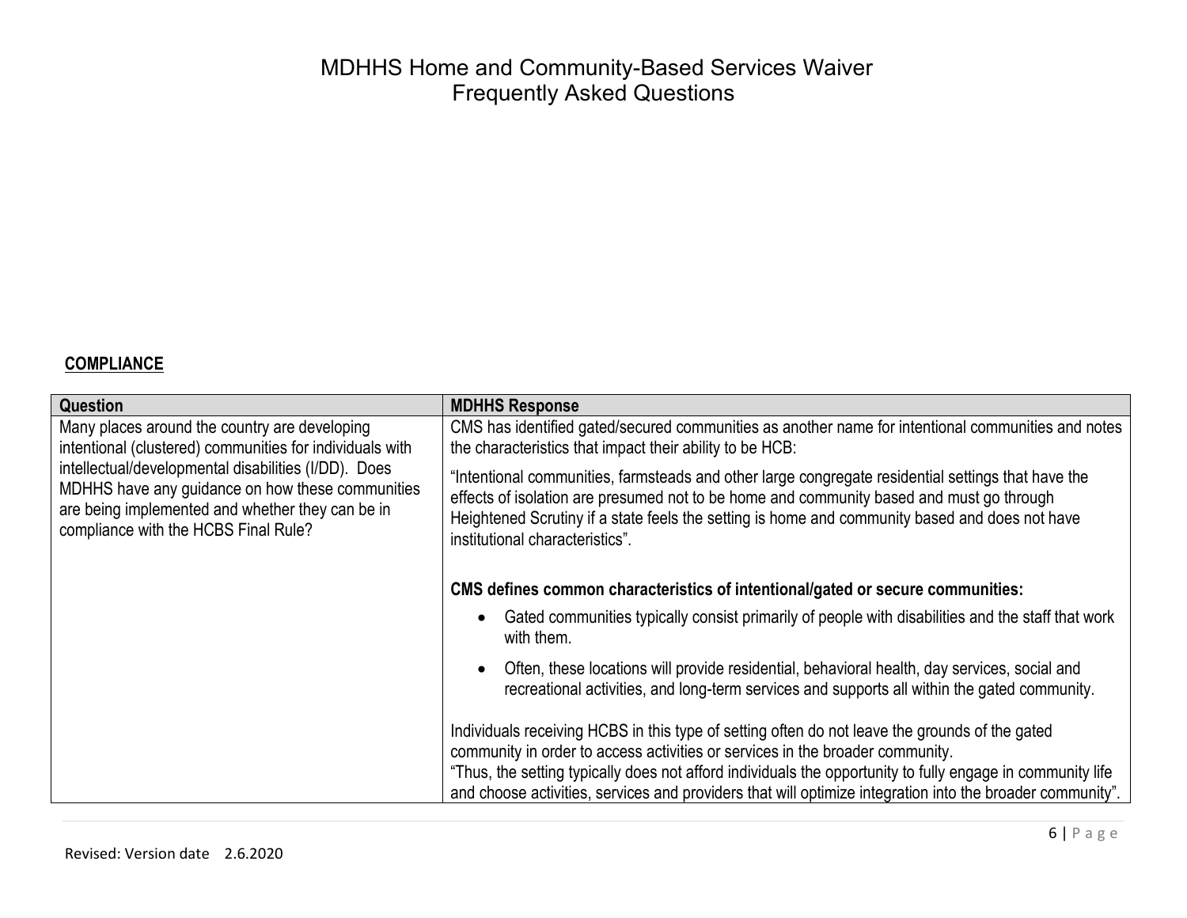**COMPLIANCE**

| Question | MDHHS Response |
| --- | --- |
| Many places around the country are developing intentional (clustered) communities for individuals with intellectual/developmental disabilities (I/DD). Does MDHHS have any guidance on how these communities are being implemented and whether they can be in compliance with the HCBS Final Rule? | CMS has identified gated/secured communities as another name for intentional communities and notes the characteristics that impact their ability to be HCB:<br><br>"Intentional communities, farmsteads and other large congregate residential settings that have the effects of isolation are presumed not to be home and community based and must go through Heightened Scrutiny if a state feels the setting is home and community based and does not have institutional characteristics".<br><br>**CMS defines common characteristics of intentional/gated or secure communities:**<br><br>• Gated communities typically consist primarily of people with disabilities and the staff that work with them.<br><br>• Often, these locations will provide residential, behavioral health, day services, social and recreational activities, and long-term services and supports all within the gated community.<br><br>Individuals receiving HCBS in this type of setting often do not leave the grounds of the gated community in order to access activities or services in the broader community.<br>"Thus, the setting typically does not afford individuals the opportunity to fully engage in community life and choose activities, services and providers that will optimize integration into the broader community". |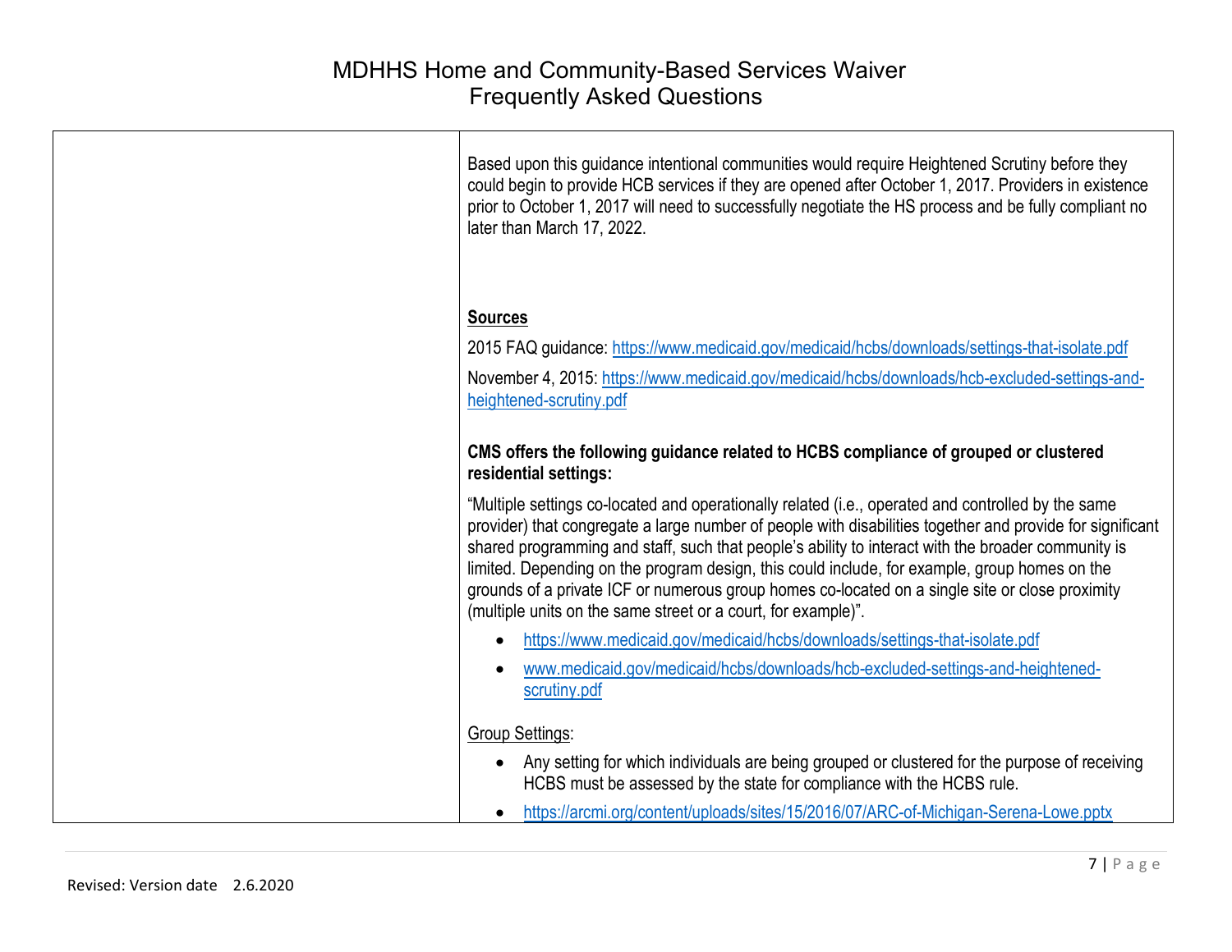| | |
|---|---|
| | Based upon this guidance intentional communities would require Heightened Scrutiny before they could begin to provide HCB services if they are opened after October 1, 2017. Providers in existence prior to October 1, 2017 will need to successfully negotiate the HS process and be fully compliant no later than March 17, 2022.<br><br>**Sources**<br><br>2015 FAQ guidance: https://www.medicaid.gov/medicaid/hcbs/downloads/settings-that-isolate.pdf<br><br>November 4, 2015: https://www.medicaid.gov/medicaid/hcbs/downloads/hcb-excluded-settings-and-heightened-scrutiny.pdf<br><br>**CMS offers the following guidance related to HCBS compliance of grouped or clustered residential settings:**<br><br>"Multiple settings co-located and operationally related (i.e., operated and controlled by the same provider) that congregate a large number of people with disabilities together and provide for significant shared programming and staff, such that people's ability to interact with the broader community is limited. Depending on the program design, this could include, for example, group homes on the grounds of a private ICF or numerous group homes co-located on a single site or close proximity (multiple units on the same street or a court, for example)".<br><br>• https://www.medicaid.gov/medicaid/hcbs/downloads/settings-that-isolate.pdf<br>• www.medicaid.gov/medicaid/hcbs/downloads/hcb-excluded-settings-and-heightened-scrutiny.pdf<br><br>Group Settings:<br><br>• Any setting for which individuals are being grouped or clustered for the purpose of receiving HCBS must be assessed by the state for compliance with the HCBS rule.<br>• https://arcmi.org/content/uploads/sites/15/2016/07/ARC-of-Michigan-Serena-Lowe.pptx |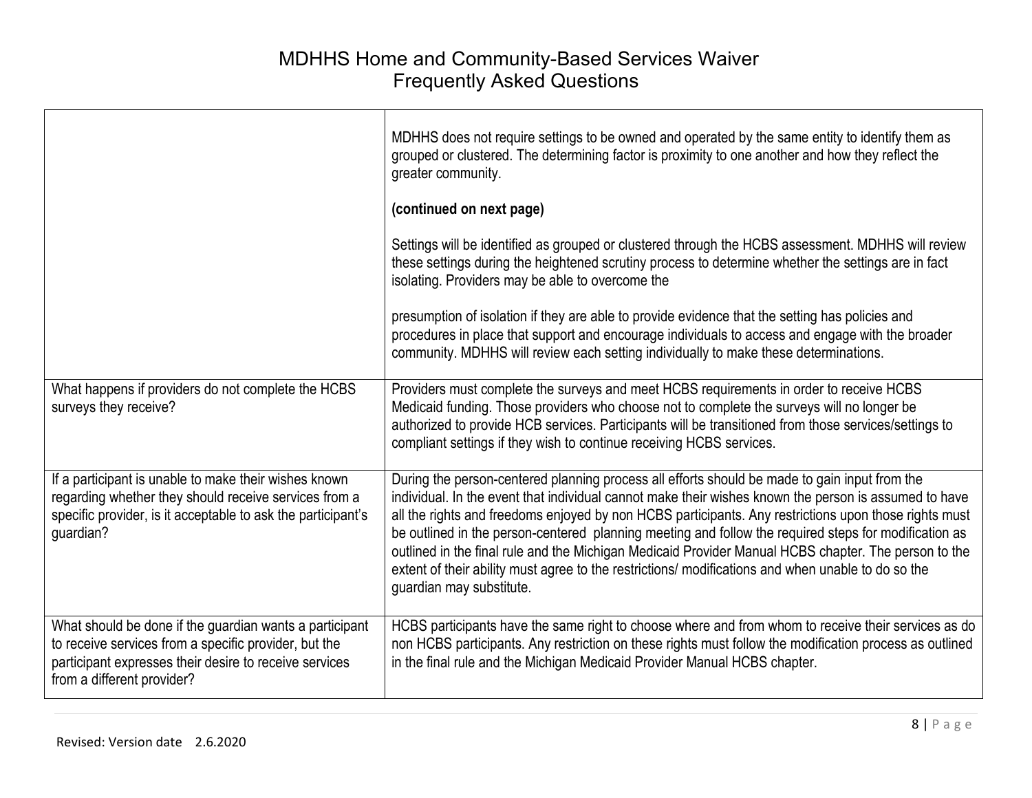| | |
|---|---|
| | MDHHS does not require settings to be owned and operated by the same entity to identify them as grouped or clustered. The determining factor is proximity to one another and how they reflect the greater community.<br><br>**(continued on next page)**<br><br>Settings will be identified as grouped or clustered through the HCBS assessment. MDHHS will review these settings during the heightened scrutiny process to determine whether the settings are in fact isolating. Providers may be able to overcome the<br><br>presumption of isolation if they are able to provide evidence that the setting has policies and procedures in place that support and encourage individuals to access and engage with the broader community. MDHHS will review each setting individually to make these determinations. |
| What happens if providers do not complete the HCBS surveys they receive? | Providers must complete the surveys and meet HCBS requirements in order to receive HCBS Medicaid funding. Those providers who choose not to complete the surveys will no longer be authorized to provide HCB services. Participants will be transitioned from those services/settings to compliant settings if they wish to continue receiving HCBS services. |
| If a participant is unable to make their wishes known regarding whether they should receive services from a specific provider, is it acceptable to ask the participant's guardian? | During the person-centered planning process all efforts should be made to gain input from the individual. In the event that individual cannot make their wishes known the person is assumed to have all the rights and freedoms enjoyed by non HCBS participants. Any restrictions upon those rights must be outlined in the person-centered planning meeting and follow the required steps for modification as outlined in the final rule and the Michigan Medicaid Provider Manual HCBS chapter. The person to the extent of their ability must agree to the restrictions/ modifications and when unable to do so the guardian may substitute. |
| What should be done if the guardian wants a participant to receive services from a specific provider, but the participant expresses their desire to receive services from a different provider? | HCBS participants have the same right to choose where and from whom to receive their services as do non HCBS participants. Any restriction on these rights must follow the modification process as outlined in the final rule and the Michigan Medicaid Provider Manual HCBS chapter. |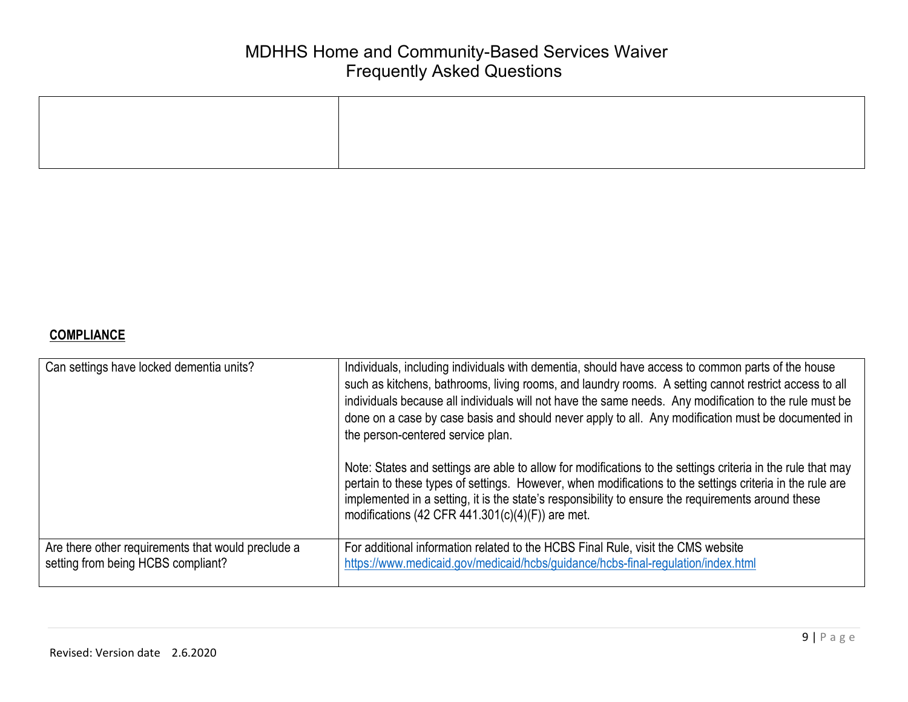| | |
|---|---|
| | |

**COMPLIANCE**

| | |
|---|---|
| Can settings have locked dementia units? | Individuals, including individuals with dementia, should have access to common parts of the house such as kitchens, bathrooms, living rooms, and laundry rooms. A setting cannot restrict access to all individuals because all individuals will not have the same needs. Any modification to the rule must be done on a case by case basis and should never apply to all. Any modification must be documented in the person-centered service plan.<br><br>Note: States and settings are able to allow for modifications to the settings criteria in the rule that may pertain to these types of settings. However, when modifications to the settings criteria in the rule are implemented in a setting, it is the state's responsibility to ensure the requirements around these modifications (42 CFR 441.301(c)(4)(F)) are met. |
| Are there other requirements that would preclude a setting from being HCBS compliant? | For additional information related to the HCBS Final Rule, visit the CMS website https://www.medicaid.gov/medicaid/hcbs/guidance/hcbs-final-regulation/index.html |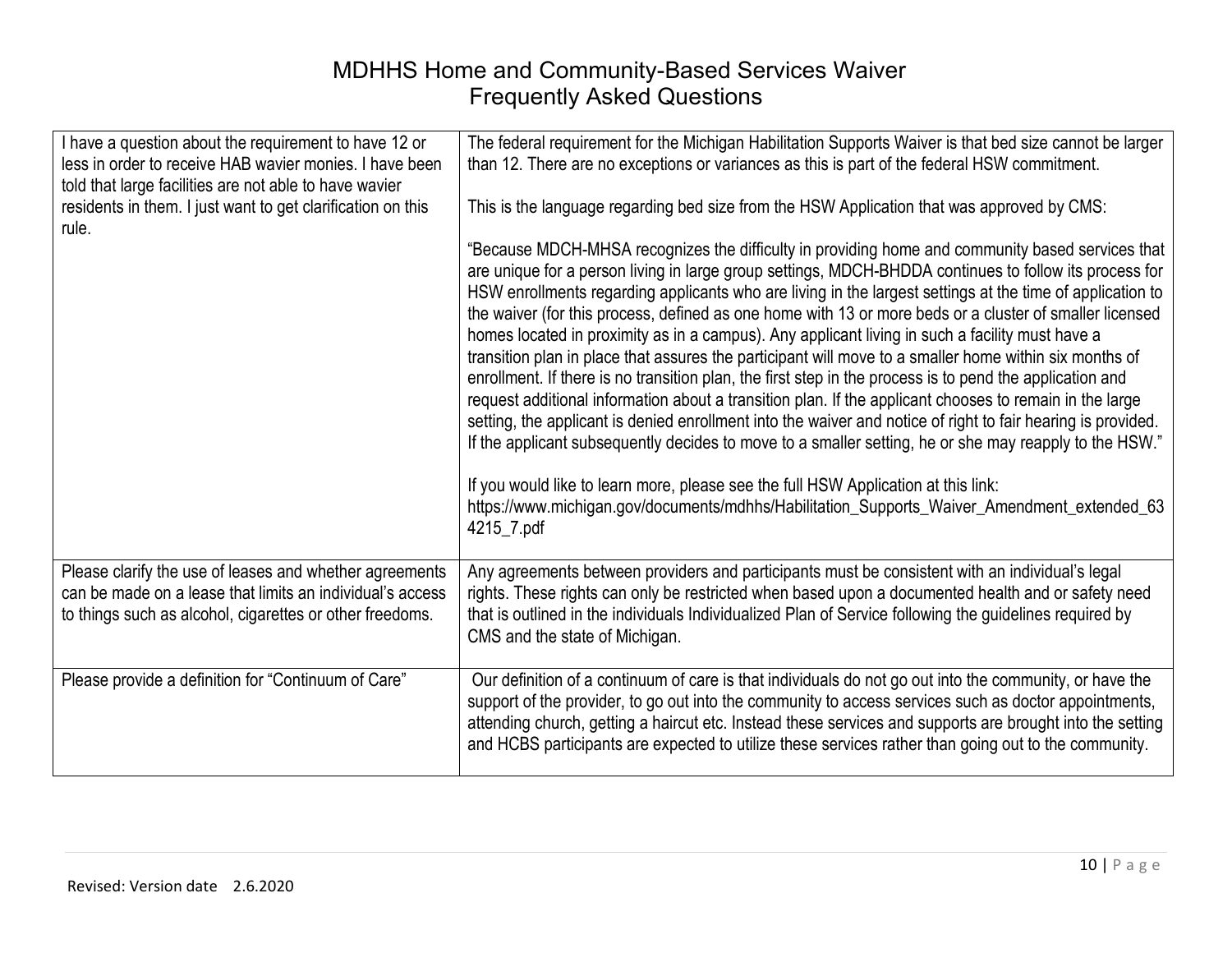# MDHHS Home and Community-Based Services Waiver Frequently Asked Questions

| | |
|---|---|
| I have a question about the requirement to have 12 or less in order to receive HAB wavier monies. I have been told that large facilities are not able to have wavier residents in them. I just want to get clarification on this rule. | The federal requirement for the Michigan Habilitation Supports Waiver is that bed size cannot be larger than 12. There are no exceptions or variances as this is part of the federal HSW commitment.<br><br>This is the language regarding bed size from the HSW Application that was approved by CMS:<br><br>"Because MDCH-MHSA recognizes the difficulty in providing home and community based services that are unique for a person living in large group settings, MDCH-BHDDA continues to follow its process for HSW enrollments regarding applicants who are living in the largest settings at the time of application to the waiver (for this process, defined as one home with 13 or more beds or a cluster of smaller licensed homes located in proximity as in a campus). Any applicant living in such a facility must have a transition plan in place that assures the participant will move to a smaller home within six months of enrollment. If there is no transition plan, the first step in the process is to pend the application and request additional information about a transition plan. If the applicant chooses to remain in the large setting, the applicant is denied enrollment into the waiver and notice of right to fair hearing is provided. If the applicant subsequently decides to move to a smaller setting, he or she may reapply to the HSW."<br><br>If you would like to learn more, please see the full HSW Application at this link: https://www.michigan.gov/documents/mdhhs/Habilitation_Supports_Waiver_Amendment_extended_634215_7.pdf |
| Please clarify the use of leases and whether agreements can be made on a lease that limits an individual's access to things such as alcohol, cigarettes or other freedoms. | Any agreements between providers and participants must be consistent with an individual's legal rights. These rights can only be restricted when based upon a documented health and or safety need that is outlined in the individuals Individualized Plan of Service following the guidelines required by CMS and the state of Michigan. |
| Please provide a definition for "Continuum of Care" | Our definition of a continuum of care is that individuals do not go out into the community, or have the support of the provider, to go out into the community to access services such as doctor appointments, attending church, getting a haircut etc. Instead these services and supports are brought into the setting and HCBS participants are expected to utilize these services rather than going out to the community. |

Revised: Version date 2.6.2020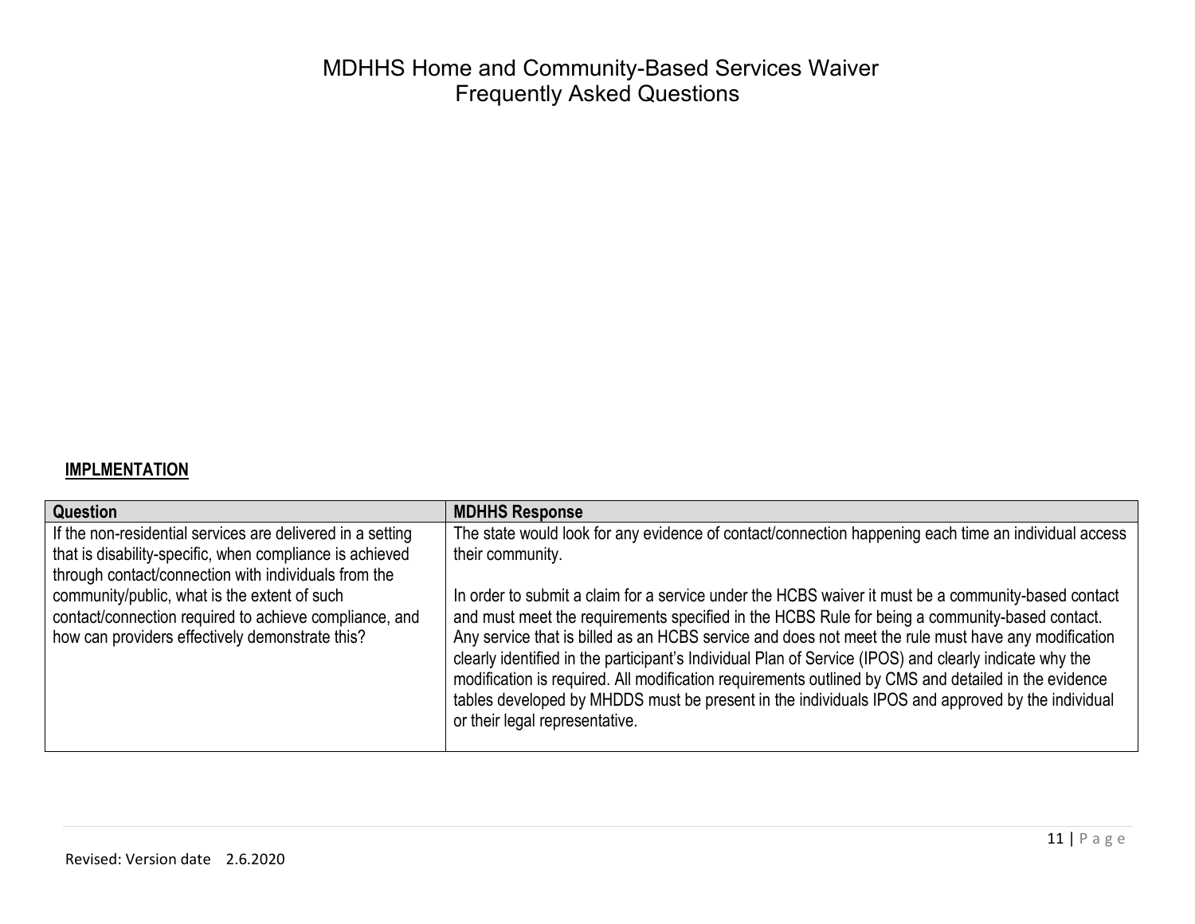# MDHHS Home and Community-Based Services Waiver Frequently Asked Questions

**IMPLMENTATION**

| Question | MDHHS Response |
| --- | --- |
| If the non-residential services are delivered in a setting that is disability-specific, when compliance is achieved through contact/connection with individuals from the community/public, what is the extent of such contact/connection required to achieve compliance, and how can providers effectively demonstrate this? | The state would look for any evidence of contact/connection happening each time an individual access their community.<br><br>In order to submit a claim for a service under the HCBS waiver it must be a community-based contact and must meet the requirements specified in the HCBS Rule for being a community-based contact. Any service that is billed as an HCBS service and does not meet the rule must have any modification clearly identified in the participant's Individual Plan of Service (IPOS) and clearly indicate why the modification is required. All modification requirements outlined by CMS and detailed in the evidence tables developed by MHDDS must be present in the individuals IPOS and approved by the individual or their legal representative. |

Revised: Version date 2.6.2020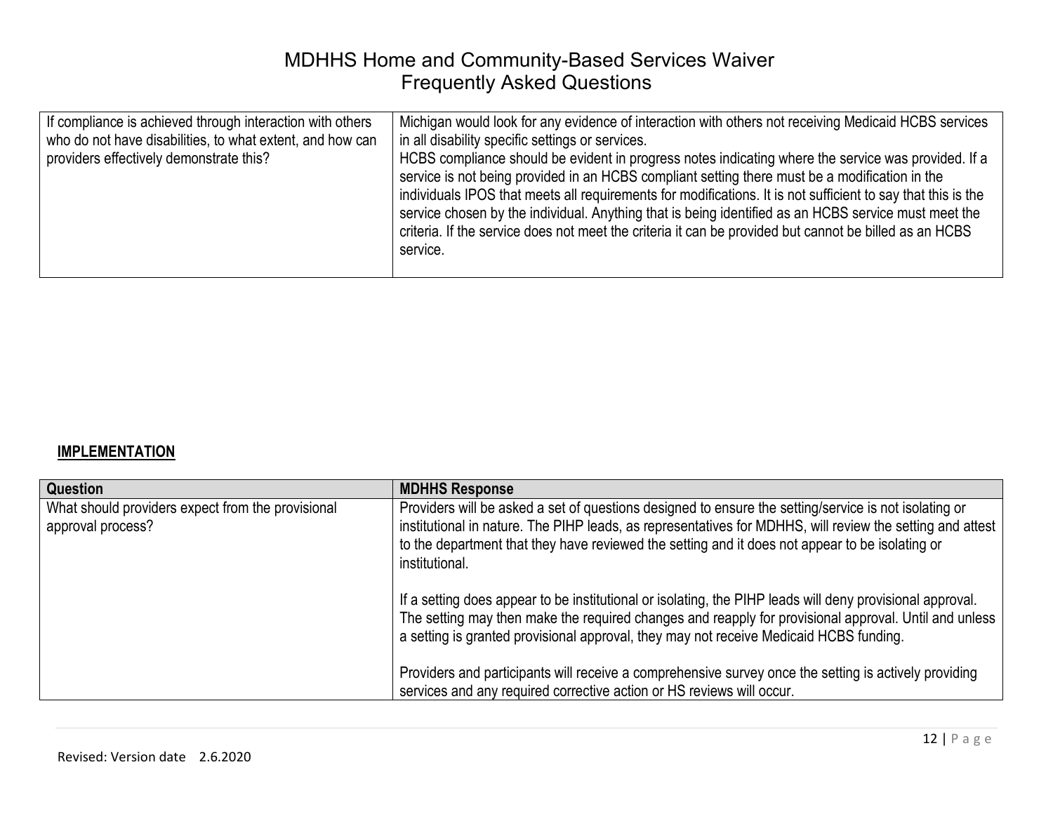| | |
|---|---|
| If compliance is achieved through interaction with others who do not have disabilities, to what extent, and how can providers effectively demonstrate this? | Michigan would look for any evidence of interaction with others not receiving Medicaid HCBS services in all disability specific settings or services.<br>HCBS compliance should be evident in progress notes indicating where the service was provided. If a service is not being provided in an HCBS compliant setting there must be a modification in the individuals IPOS that meets all requirements for modifications. It is not sufficient to say that this is the service chosen by the individual. Anything that is being identified as an HCBS service must meet the criteria. If the service does not meet the criteria it can be provided but cannot be billed as an HCBS service. |

**IMPLEMENTATION**

| Question | MDHHS Response |
|---|---|
| What should providers expect from the provisional approval process? | Providers will be asked a set of questions designed to ensure the setting/service is not isolating or institutional in nature. The PIHP leads, as representatives for MDHHS, will review the setting and attest to the department that they have reviewed the setting and it does not appear to be isolating or institutional.<br><br>If a setting does appear to be institutional or isolating, the PIHP leads will deny provisional approval. The setting may then make the required changes and reapply for provisional approval. Until and unless a setting is granted provisional approval, they may not receive Medicaid HCBS funding.<br><br>Providers and participants will receive a comprehensive survey once the setting is actively providing services and any required corrective action or HS reviews will occur. |

Revised: Version date 2.6.2020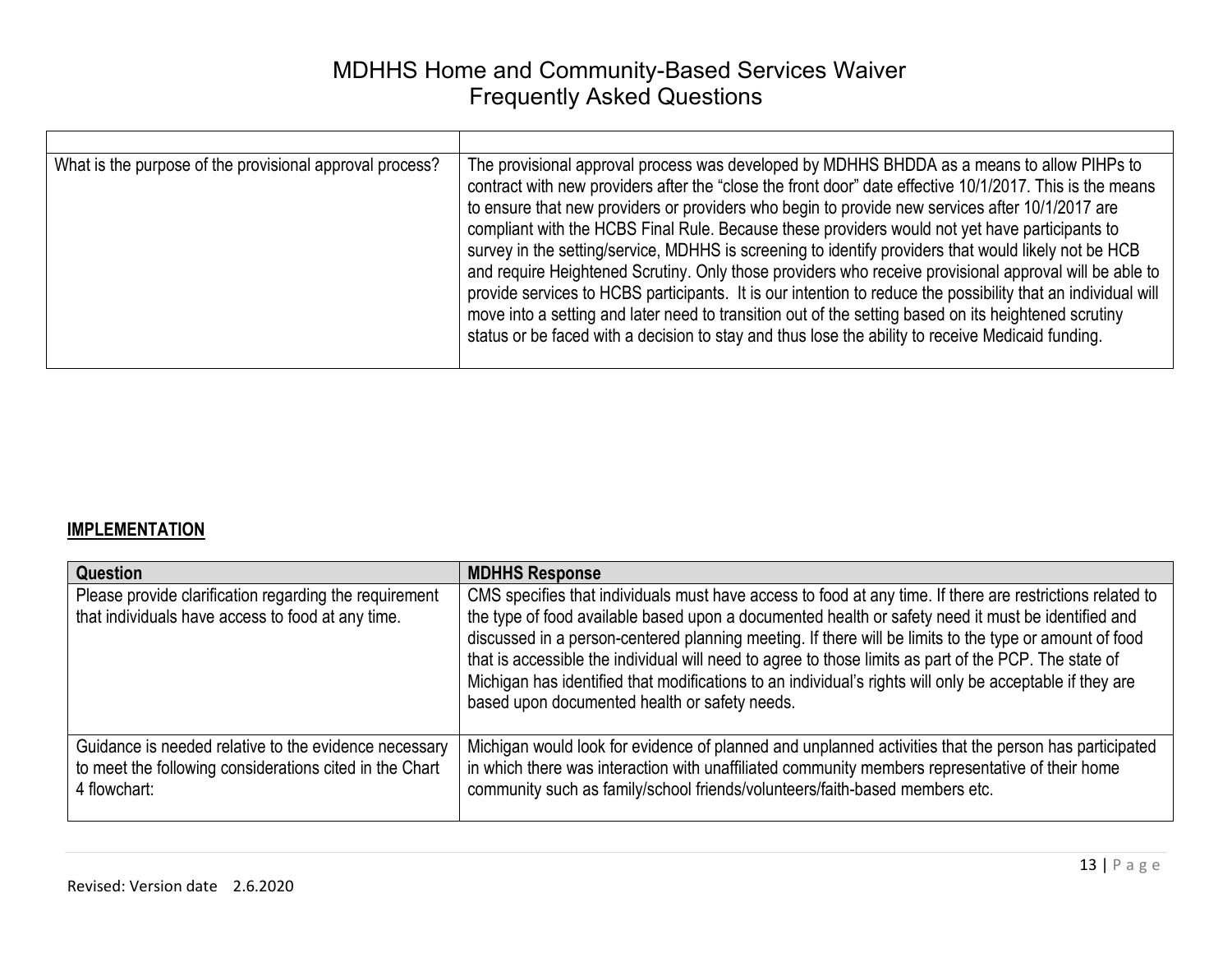| | |
|---|---|
| What is the purpose of the provisional approval process? | The provisional approval process was developed by MDHHS BHDDA as a means to allow PIHPs to contract with new providers after the "close the front door" date effective 10/1/2017. This is the means to ensure that new providers or providers who begin to provide new services after 10/1/2017 are compliant with the HCBS Final Rule. Because these providers would not yet have participants to survey in the setting/service, MDHHS is screening to identify providers that would likely not be HCB and require Heightened Scrutiny. Only those providers who receive provisional approval will be able to provide services to HCBS participants. It is our intention to reduce the possibility that an individual will move into a setting and later need to transition out of the setting based on its heightened scrutiny status or be faced with a decision to stay and thus lose the ability to receive Medicaid funding. |

**IMPLEMENTATION**

| Question | MDHHS Response |
|---|---|
| Please provide clarification regarding the requirement that individuals have access to food at any time. | CMS specifies that individuals must have access to food at any time. If there are restrictions related to the type of food available based upon a documented health or safety need it must be identified and discussed in a person-centered planning meeting. If there will be limits to the type or amount of food that is accessible the individual will need to agree to those limits as part of the PCP. The state of Michigan has identified that modifications to an individual's rights will only be acceptable if they are based upon documented health or safety needs. |
| Guidance is needed relative to the evidence necessary to meet the following considerations cited in the Chart 4 flowchart: | Michigan would look for evidence of planned and unplanned activities that the person has participated in which there was interaction with unaffiliated community members representative of their home community such as family/school friends/volunteers/faith-based members etc. |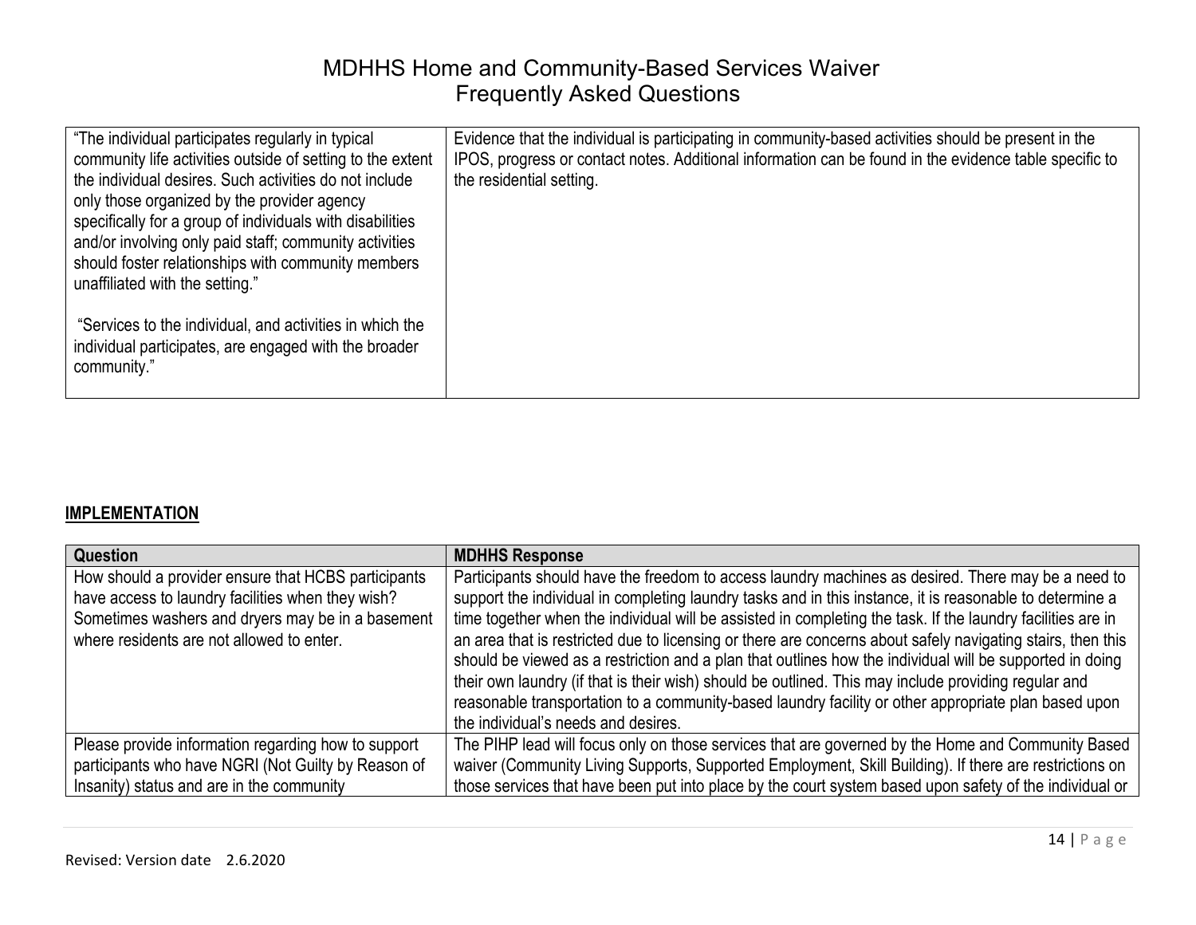| | |
|---|---|
| "The individual participates regularly in typical community life activities outside of setting to the extent the individual desires. Such activities do not include only those organized by the provider agency specifically for a group of individuals with disabilities and/or involving only paid staff; community activities should foster relationships with community members unaffiliated with the setting."<br><br>"Services to the individual, and activities in which the individual participates, are engaged with the broader community." | Evidence that the individual is participating in community-based activities should be present in the IPOS, progress or contact notes. Additional information can be found in the evidence table specific to the residential setting. |

## IMPLEMENTATION

| Question | MDHHS Response |
|---|---|
| How should a provider ensure that HCBS participants have access to laundry facilities when they wish? Sometimes washers and dryers may be in a basement where residents are not allowed to enter. | Participants should have the freedom to access laundry machines as desired. There may be a need to support the individual in completing laundry tasks and in this instance, it is reasonable to determine a time together when the individual will be assisted in completing the task. If the laundry facilities are in an area that is restricted due to licensing or there are concerns about safely navigating stairs, then this should be viewed as a restriction and a plan that outlines how the individual will be supported in doing their own laundry (if that is their wish) should be outlined. This may include providing regular and reasonable transportation to a community-based laundry facility or other appropriate plan based upon the individual's needs and desires. |
| Please provide information regarding how to support participants who have NGRI (Not Guilty by Reason of Insanity) status and are in the community | The PIHP lead will focus only on those services that are governed by the Home and Community Based waiver (Community Living Supports, Supported Employment, Skill Building). If there are restrictions on those services that have been put into place by the court system based upon safety of the individual or |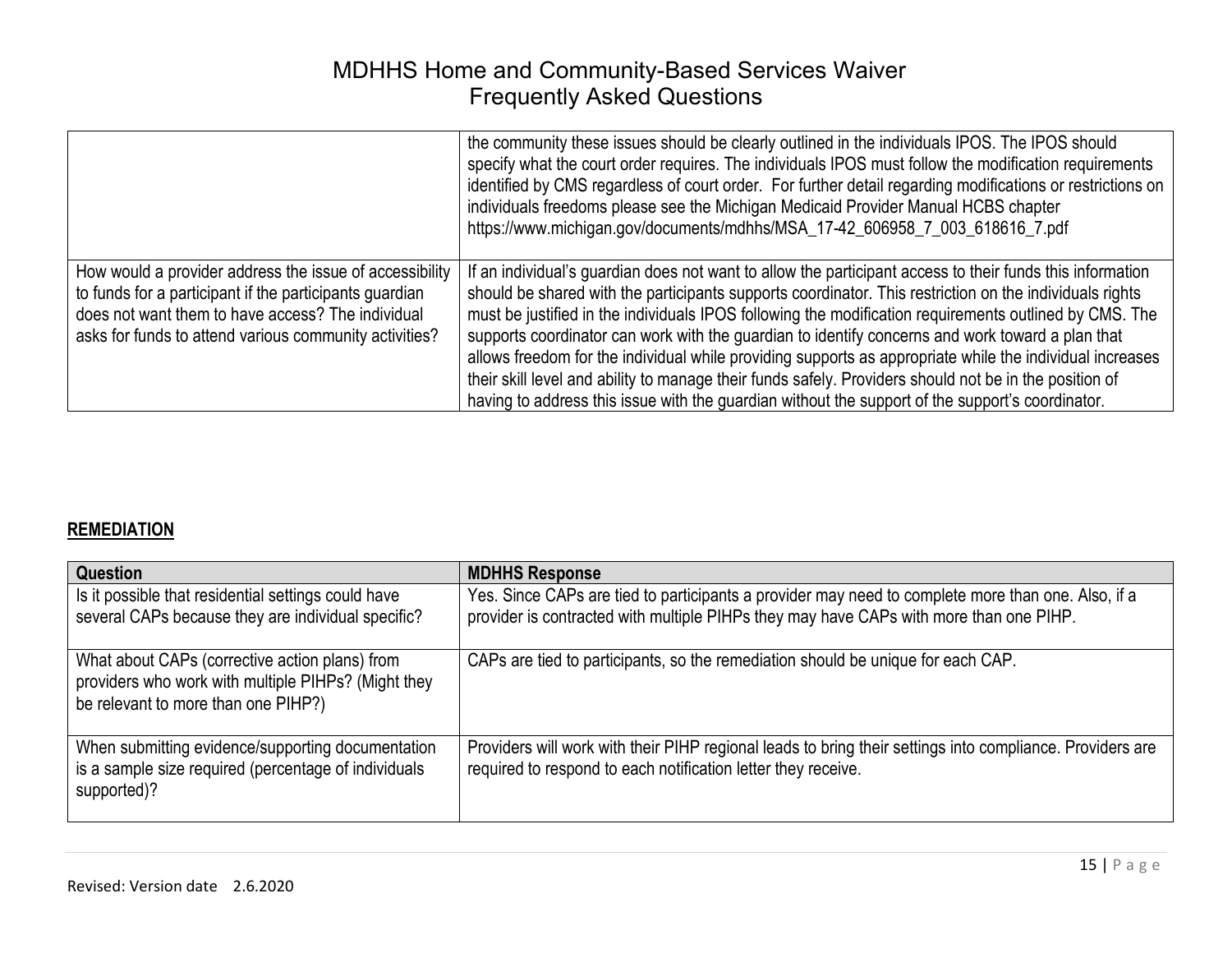| | |
|---|---|
| | the community these issues should be clearly outlined in the individuals IPOS. The IPOS should specify what the court order requires. The individuals IPOS must follow the modification requirements identified by CMS regardless of court order. For further detail regarding modifications or restrictions on individuals freedoms please see the Michigan Medicaid Provider Manual HCBS chapter https://www.michigan.gov/documents/mdhhs/MSA_17-42_606958_7_003_618616_7.pdf |
| How would a provider address the issue of accessibility to funds for a participant if the participants guardian does not want them to have access? The individual asks for funds to attend various community activities? | If an individual's guardian does not want to allow the participant access to their funds this information should be shared with the participants supports coordinator. This restriction on the individuals rights must be justified in the individuals IPOS following the modification requirements outlined by CMS. The supports coordinator can work with the guardian to identify concerns and work toward a plan that allows freedom for the individual while providing supports as appropriate while the individual increases their skill level and ability to manage their funds safely. Providers should not be in the position of having to address this issue with the guardian without the support of the support's coordinator. |

**REMEDIATION**

| Question | MDHHS Response |
|---|---|
| Is it possible that residential settings could have several CAPs because they are individual specific? | Yes. Since CAPs are tied to participants a provider may need to complete more than one. Also, if a provider is contracted with multiple PIHPs they may have CAPs with more than one PIHP. |
| What about CAPs (corrective action plans) from providers who work with multiple PIHPs? (Might they be relevant to more than one PIHP?) | CAPs are tied to participants, so the remediation should be unique for each CAP. |
| When submitting evidence/supporting documentation is a sample size required (percentage of individuals supported)? | Providers will work with their PIHP regional leads to bring their settings into compliance. Providers are required to respond to each notification letter they receive. |

Revised: Version date 2.6.2020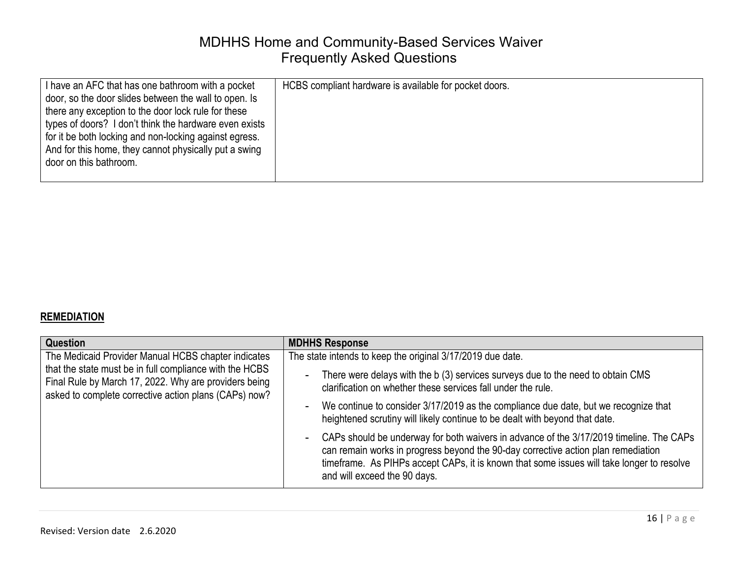| I have an AFC that has one bathroom with a pocket door, so the door slides between the wall to open. Is there any exception to the door lock rule for these types of doors? I don't think the hardware even exists for it be both locking and non-locking against egress. And for this home, they cannot physically put a swing door on this bathroom. | HCBS compliant hardware is available for pocket doors. |
|---|---|

## REMEDIATION

| Question | MDHHS Response |
|---|---|
| The Medicaid Provider Manual HCBS chapter indicates that the state must be in full compliance with the HCBS Final Rule by March 17, 2022. Why are providers being asked to complete corrective action plans (CAPs) now? | The state intends to keep the original 3/17/2019 due date.<br>- There were delays with the b (3) services surveys due to the need to obtain CMS clarification on whether these services fall under the rule.<br>- We continue to consider 3/17/2019 as the compliance due date, but we recognize that heightened scrutiny will likely continue to be dealt with beyond that date.<br>- CAPs should be underway for both waivers in advance of the 3/17/2019 timeline. The CAPs can remain works in progress beyond the 90-day corrective action plan remediation timeframe. As PIHPs accept CAPs, it is known that some issues will take longer to resolve and will exceed the 90 days. |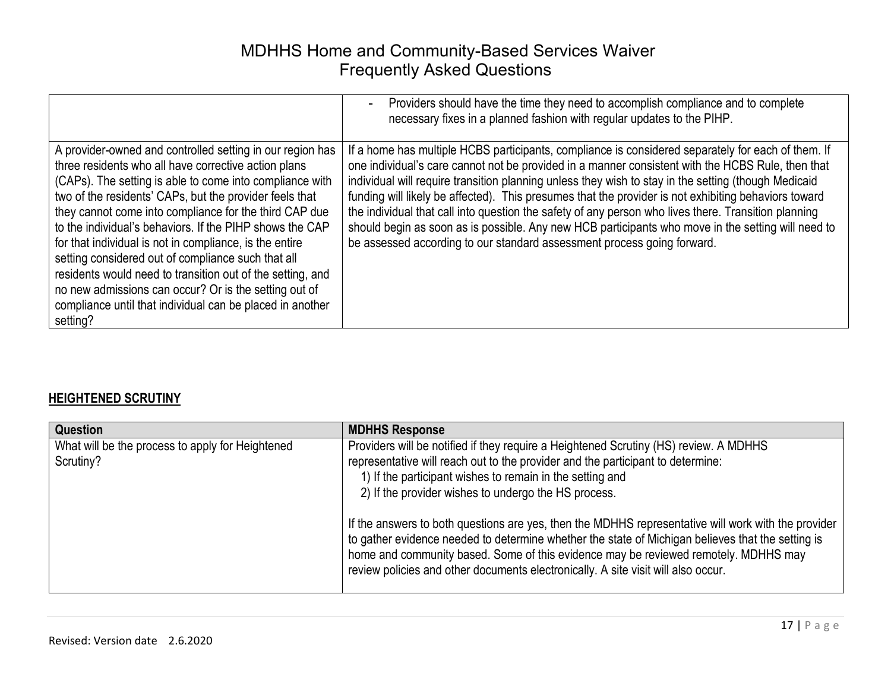| | |
|---|---|
| | - Providers should have the time they need to accomplish compliance and to complete necessary fixes in a planned fashion with regular updates to the PIHP. |
| A provider-owned and controlled setting in our region has three residents who all have corrective action plans (CAPs). The setting is able to come into compliance with two of the residents' CAPs, but the provider feels that they cannot come into compliance for the third CAP due to the individual's behaviors. If the PIHP shows the CAP for that individual is not in compliance, is the entire setting considered out of compliance such that all residents would need to transition out of the setting, and no new admissions can occur? Or is the setting out of compliance until that individual can be placed in another setting? | If a home has multiple HCBS participants, compliance is considered separately for each of them. If one individual's care cannot not be provided in a manner consistent with the HCBS Rule, then that individual will require transition planning unless they wish to stay in the setting (though Medicaid funding will likely be affected). This presumes that the provider is not exhibiting behaviors toward the individual that call into question the safety of any person who lives there. Transition planning should begin as soon as is possible. Any new HCB participants who move in the setting will need to be assessed according to our standard assessment process going forward. |

## HEIGHTENED SCRUTINY

| Question | MDHHS Response |
|---|---|
| What will be the process to apply for Heightened Scrutiny? | Providers will be notified if they require a Heightened Scrutiny (HS) review. A MDHHS representative will reach out to the provider and the participant to determine:<br>1) If the participant wishes to remain in the setting and<br>2) If the provider wishes to undergo the HS process.<br><br>If the answers to both questions are yes, then the MDHHS representative will work with the provider to gather evidence needed to determine whether the state of Michigan believes that the setting is home and community based. Some of this evidence may be reviewed remotely. MDHHS may review policies and other documents electronically. A site visit will also occur. |

Revised: Version date 2.6.2020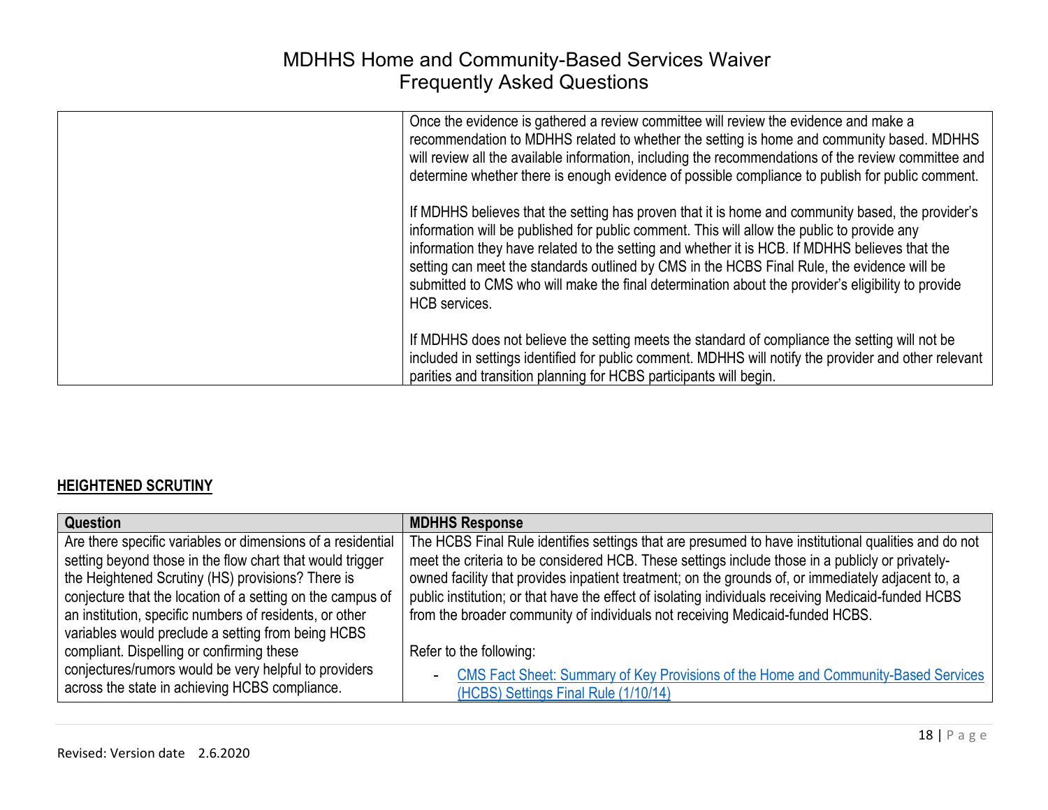| | |
|---|---|
| | Once the evidence is gathered a review committee will review the evidence and make a recommendation to MDHHS related to whether the setting is home and community based. MDHHS will review all the available information, including the recommendations of the review committee and determine whether there is enough evidence of possible compliance to publish for public comment.<br><br>If MDHHS believes that the setting has proven that it is home and community based, the provider's information will be published for public comment. This will allow the public to provide any information they have related to the setting and whether it is HCB. If MDHHS believes that the setting can meet the standards outlined by CMS in the HCBS Final Rule, the evidence will be submitted to CMS who will make the final determination about the provider's eligibility to provide HCB services.<br><br>If MDHHS does not believe the setting meets the standard of compliance the setting will not be included in settings identified for public comment. MDHHS will notify the provider and other relevant parities and transition planning for HCBS participants will begin. |

## HEIGHTENED SCRUTINY

| Question | MDHHS Response |
|---|---|
| Are there specific variables or dimensions of a residential setting beyond those in the flow chart that would trigger the Heightened Scrutiny (HS) provisions? There is conjecture that the location of a setting on the campus of an institution, specific numbers of residents, or other variables would preclude a setting from being HCBS compliant. Dispelling or confirming these conjectures/rumors would be very helpful to providers across the state in achieving HCBS compliance. | The HCBS Final Rule identifies settings that are presumed to have institutional qualities and do not meet the criteria to be considered HCB. These settings include those in a publicly or privately-owned facility that provides inpatient treatment; on the grounds of, or immediately adjacent to, a public institution; or that have the effect of isolating individuals receiving Medicaid-funded HCBS from the broader community of individuals not receiving Medicaid-funded HCBS.<br><br>Refer to the following:<br><br>- CMS Fact Sheet: Summary of Key Provisions of the Home and Community-Based Services (HCBS) Settings Final Rule (1/10/14) |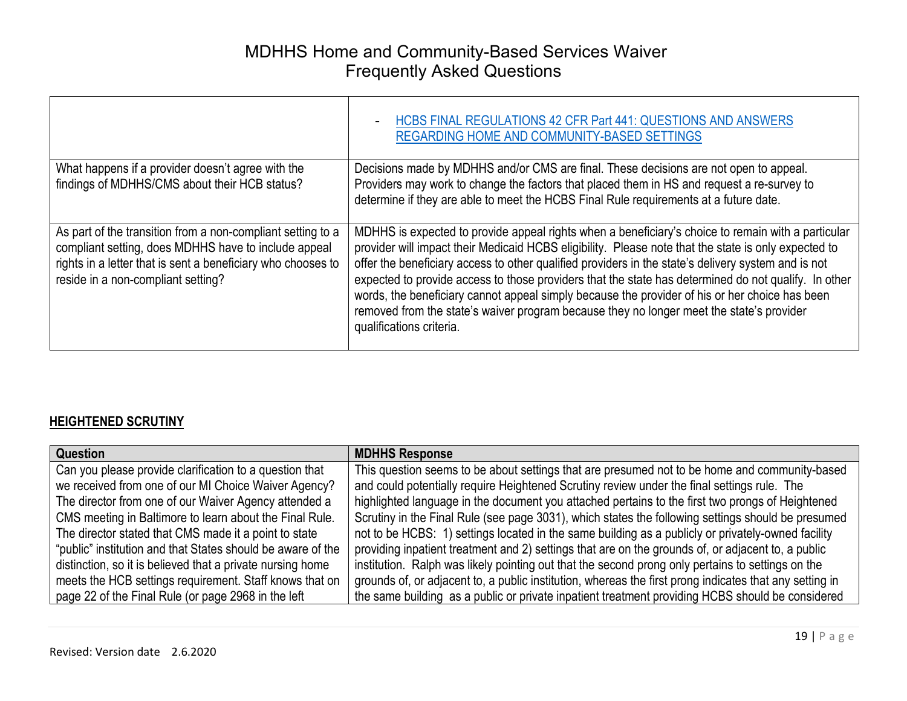| | |
|---|---|
| | - [HCBS FINAL REGULATIONS 42 CFR Part 441: QUESTIONS AND ANSWERS REGARDING HOME AND COMMUNITY-BASED SETTINGS]() |
| What happens if a provider doesn't agree with the findings of MDHHS/CMS about their HCB status? | Decisions made by MDHHS and/or CMS are final. These decisions are not open to appeal. Providers may work to change the factors that placed them in HS and request a re-survey to determine if they are able to meet the HCBS Final Rule requirements at a future date. |
| As part of the transition from a non-compliant setting to a compliant setting, does MDHHS have to include appeal rights in a letter that is sent a beneficiary who chooses to reside in a non-compliant setting? | MDHHS is expected to provide appeal rights when a beneficiary's choice to remain with a particular provider will impact their Medicaid HCBS eligibility. Please note that the state is only expected to offer the beneficiary access to other qualified providers in the state's delivery system and is not expected to provide access to those providers that the state has determined do not qualify. In other words, the beneficiary cannot appeal simply because the provider of his or her choice has been removed from the state's waiver program because they no longer meet the state's provider qualifications criteria. |

## HEIGHTENED SCRUTINY

| Question | MDHHS Response |
|---|---|
| Can you please provide clarification to a question that we received from one of our MI Choice Waiver Agency? The director from one of our Waiver Agency attended a CMS meeting in Baltimore to learn about the Final Rule. The director stated that CMS made it a point to state "public" institution and that States should be aware of the distinction, so it is believed that a private nursing home meets the HCB settings requirement. Staff knows that on page 22 of the Final Rule (or page 2968 in the left | This question seems to be about settings that are presumed not to be home and community-based and could potentially require Heightened Scrutiny review under the final settings rule. The highlighted language in the document you attached pertains to the first two prongs of Heightened Scrutiny in the Final Rule (see page 3031), which states the following settings should be presumed not to be HCBS: 1) settings located in the same building as a publicly or privately-owned facility providing inpatient treatment and 2) settings that are on the grounds of, or adjacent to, a public institution. Ralph was likely pointing out that the second prong only pertains to settings on the grounds of, or adjacent to, a public institution, whereas the first prong indicates that any setting in the same building as a public or private inpatient treatment providing HCBS should be considered |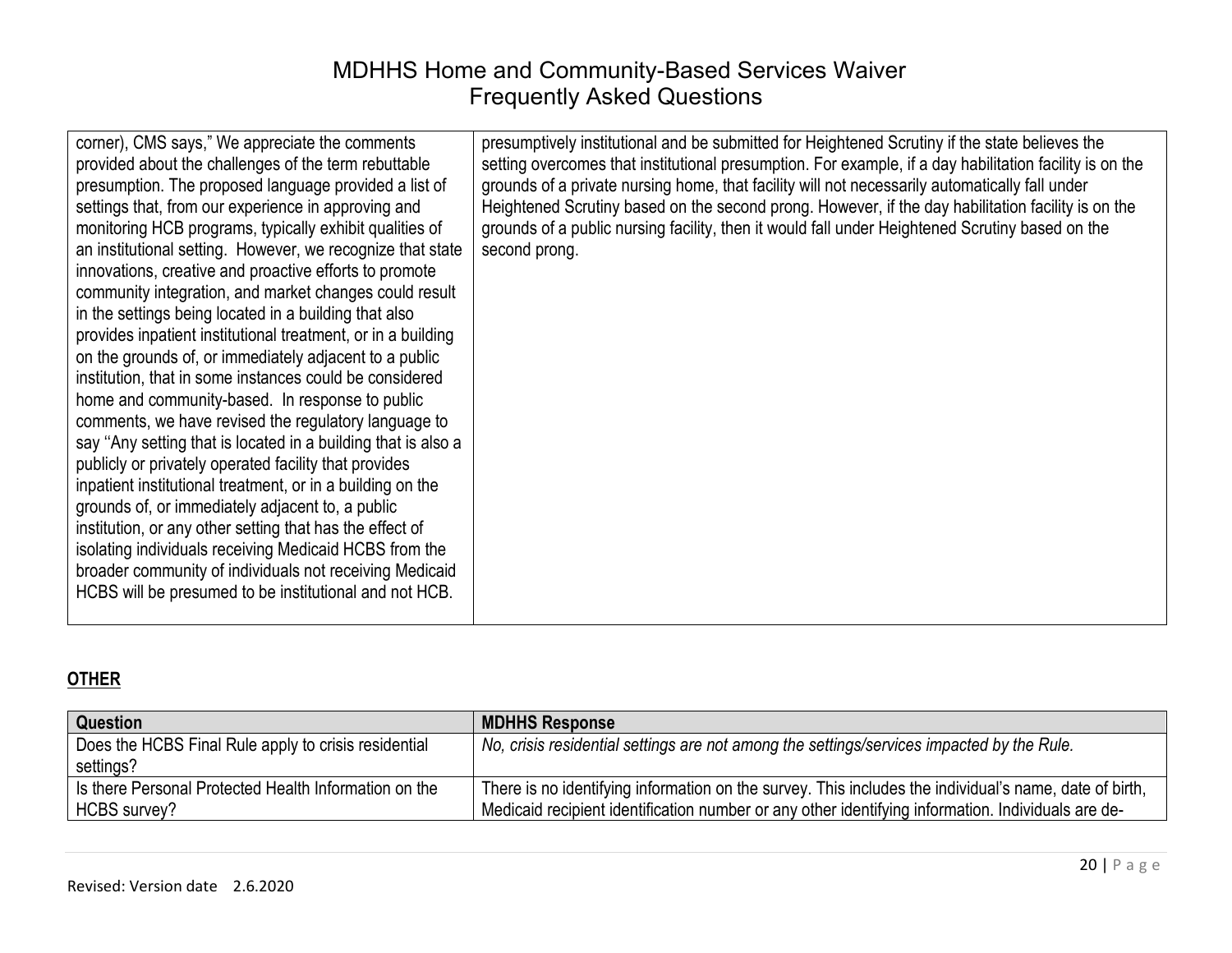| | |
|---|---|
| corner), CMS says," We appreciate the comments provided about the challenges of the term rebuttable presumption. The proposed language provided a list of settings that, from our experience in approving and monitoring HCB programs, typically exhibit qualities of an institutional setting. However, we recognize that state innovations, creative and proactive efforts to promote community integration, and market changes could result in the settings being located in a building that also provides inpatient institutional treatment, or in a building on the grounds of, or immediately adjacent to a public institution, that in some instances could be considered home and community-based. In response to public comments, we have revised the regulatory language to say ''Any setting that is located in a building that is also a publicly or privately operated facility that provides inpatient institutional treatment, or in a building on the grounds of, or immediately adjacent to, a public institution, or any other setting that has the effect of isolating individuals receiving Medicaid HCBS from the broader community of individuals not receiving Medicaid HCBS will be presumed to be institutional and not HCB. | presumptively institutional and be submitted for Heightened Scrutiny if the state believes the setting overcomes that institutional presumption. For example, if a day habilitation facility is on the grounds of a private nursing home, that facility will not necessarily automatically fall under Heightened Scrutiny based on the second prong. However, if the day habilitation facility is on the grounds of a public nursing facility, then it would fall under Heightened Scrutiny based on the second prong. |

## OTHER

| Question | MDHHS Response |
|---|---|
| Does the HCBS Final Rule apply to crisis residential settings? | *No, crisis residential settings are not among the settings/services impacted by the Rule.* |
| Is there Personal Protected Health Information on the HCBS survey? | There is no identifying information on the survey. This includes the individual's name, date of birth, Medicaid recipient identification number or any other identifying information. Individuals are de- |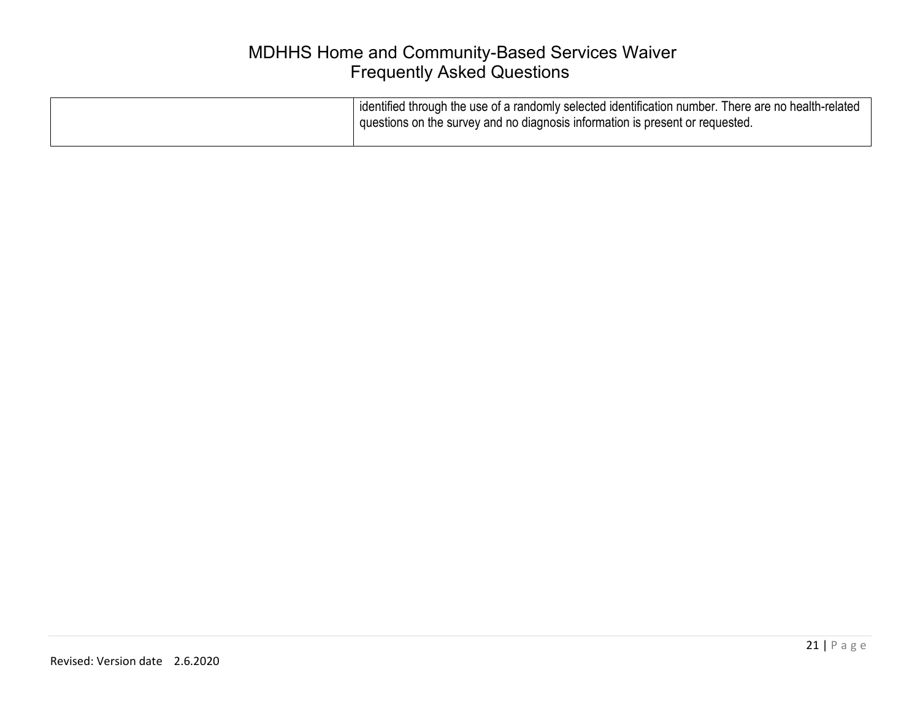| | |
|---|---|
| | identified through the use of a randomly selected identification number. There are no health-related questions on the survey and no diagnosis information is present or requested. |